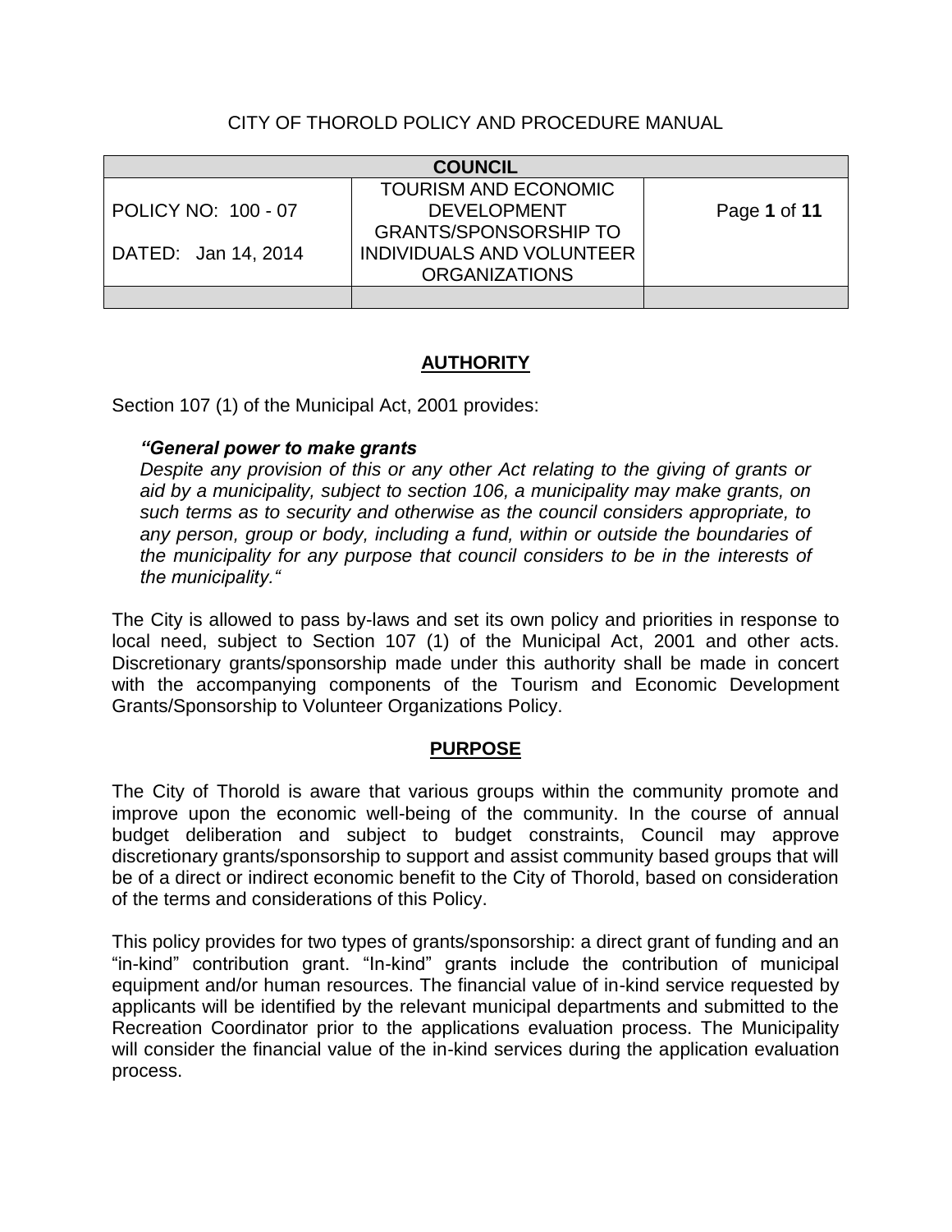CITY OF THOROLD POLICY AND PROCEDURE MANUAL

| COUNCIL | | |
|---|---|---|
| POLICY NO: 100 - 07<br><br>DATED: Jan 14, 2014 | TOURISM AND ECONOMIC DEVELOPMENT GRANTS/SPONSORSHIP TO INDIVIDUALS AND VOLUNTEER ORGANIZATIONS | Page **1** of **11** |
| | | |

## AUTHORITY

Section 107 (1) of the Municipal Act, 2001 provides:

> ***"General power to make grants***
> *Despite any provision of this or any other Act relating to the giving of grants or aid by a municipality, subject to section 106, a municipality may make grants, on such terms as to security and otherwise as the council considers appropriate, to any person, group or body, including a fund, within or outside the boundaries of the municipality for any purpose that council considers to be in the interests of the municipality."*

The City is allowed to pass by-laws and set its own policy and priorities in response to local need, subject to Section 107 (1) of the Municipal Act, 2001 and other acts. Discretionary grants/sponsorship made under this authority shall be made in concert with the accompanying components of the Tourism and Economic Development Grants/Sponsorship to Volunteer Organizations Policy.

## PURPOSE

The City of Thorold is aware that various groups within the community promote and improve upon the economic well-being of the community. In the course of annual budget deliberation and subject to budget constraints, Council may approve discretionary grants/sponsorship to support and assist community based groups that will be of a direct or indirect economic benefit to the City of Thorold, based on consideration of the terms and considerations of this Policy.

This policy provides for two types of grants/sponsorship: a direct grant of funding and an "in-kind" contribution grant. "In-kind" grants include the contribution of municipal equipment and/or human resources. The financial value of in-kind service requested by applicants will be identified by the relevant municipal departments and submitted to the Recreation Coordinator prior to the applications evaluation process. The Municipality will consider the financial value of the in-kind services during the application evaluation process.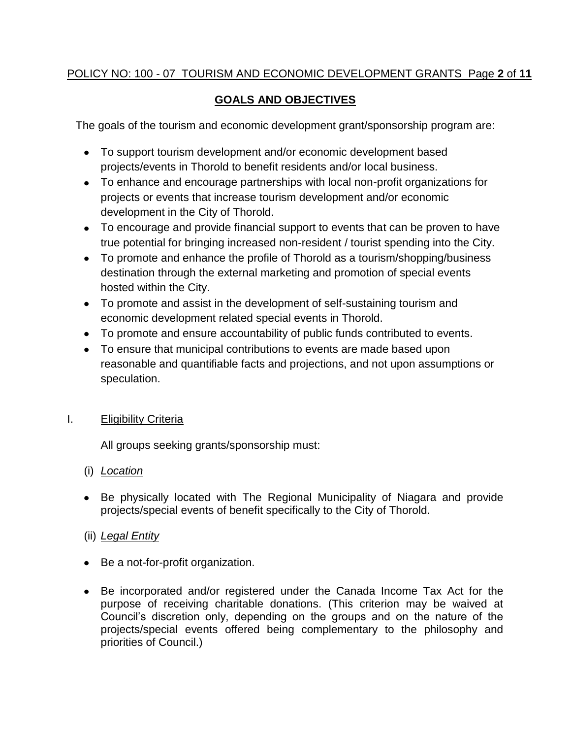## GOALS AND OBJECTIVES

The goals of the tourism and economic development grant/sponsorship program are:

- To support tourism development and/or economic development based projects/events in Thorold to benefit residents and/or local business.
- To enhance and encourage partnerships with local non-profit organizations for projects or events that increase tourism development and/or economic development in the City of Thorold.
- To encourage and provide financial support to events that can be proven to have true potential for bringing increased non-resident / tourist spending into the City.
- To promote and enhance the profile of Thorold as a tourism/shopping/business destination through the external marketing and promotion of special events hosted within the City.
- To promote and assist in the development of self-sustaining tourism and economic development related special events in Thorold.
- To promote and ensure accountability of public funds contributed to events.
- To ensure that municipal contributions to events are made based upon reasonable and quantifiable facts and projections, and not upon assumptions or speculation.

### I. Eligibility Criteria

All groups seeking grants/sponsorship must:

(i) *Location*

- Be physically located with The Regional Municipality of Niagara and provide projects/special events of benefit specifically to the City of Thorold.

(ii) *Legal Entity*

- Be a not-for-profit organization.
- Be incorporated and/or registered under the Canada Income Tax Act for the purpose of receiving charitable donations. (This criterion may be waived at Council's discretion only, depending on the groups and on the nature of the projects/special events offered being complementary to the philosophy and priorities of Council.)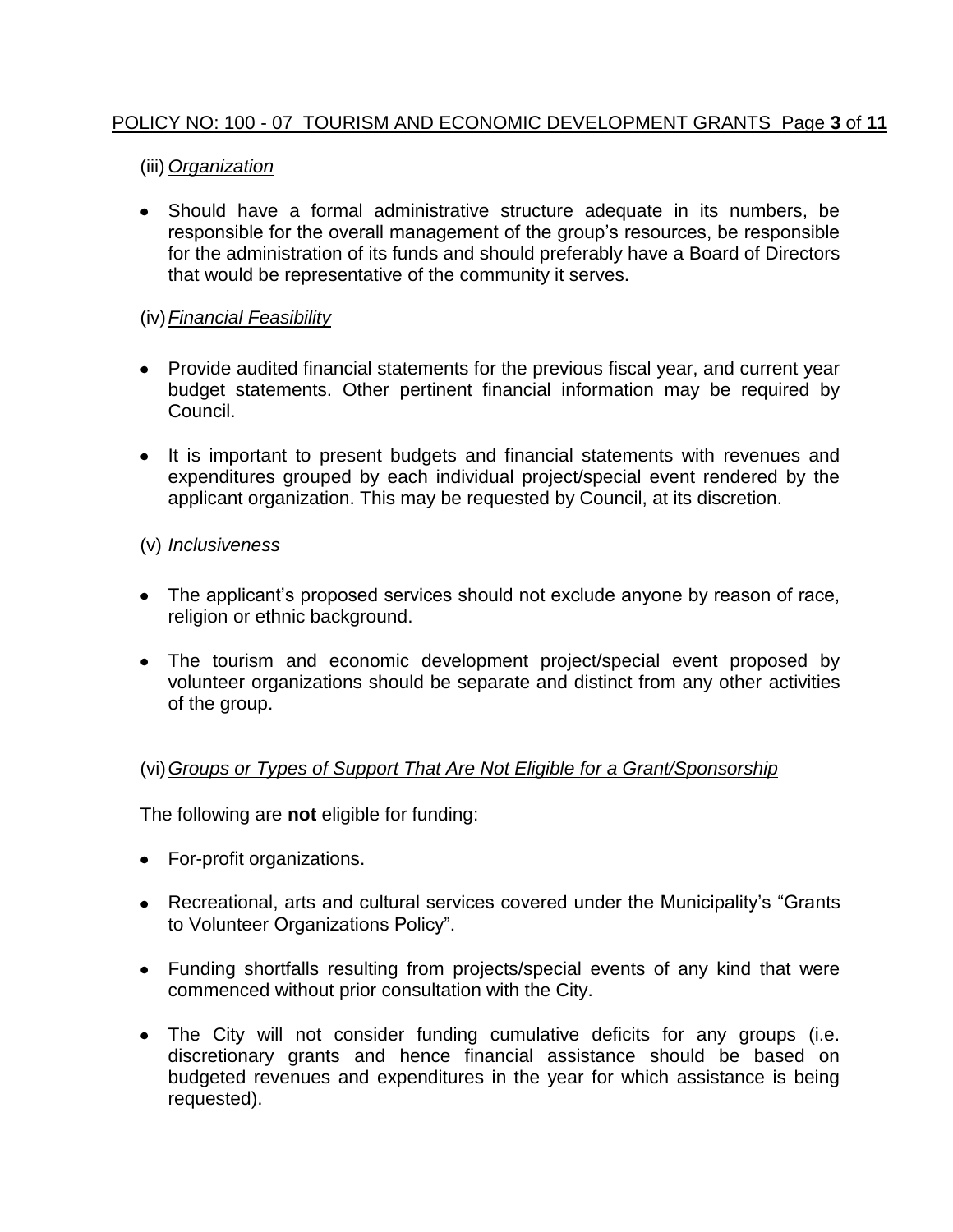(iii) *Organization*

- Should have a formal administrative structure adequate in its numbers, be responsible for the overall management of the group's resources, be responsible for the administration of its funds and should preferably have a Board of Directors that would be representative of the community it serves.

(iv) *Financial Feasibility*

- Provide audited financial statements for the previous fiscal year, and current year budget statements. Other pertinent financial information may be required by Council.
- It is important to present budgets and financial statements with revenues and expenditures grouped by each individual project/special event rendered by the applicant organization. This may be requested by Council, at its discretion.

(v) *Inclusiveness*

- The applicant's proposed services should not exclude anyone by reason of race, religion or ethnic background.
- The tourism and economic development project/special event proposed by volunteer organizations should be separate and distinct from any other activities of the group.

(vi) *Groups or Types of Support That Are Not Eligible for a Grant/Sponsorship*

The following are **not** eligible for funding:

- For-profit organizations.
- Recreational, arts and cultural services covered under the Municipality's "Grants to Volunteer Organizations Policy".
- Funding shortfalls resulting from projects/special events of any kind that were commenced without prior consultation with the City.
- The City will not consider funding cumulative deficits for any groups (i.e. discretionary grants and hence financial assistance should be based on budgeted revenues and expenditures in the year for which assistance is being requested).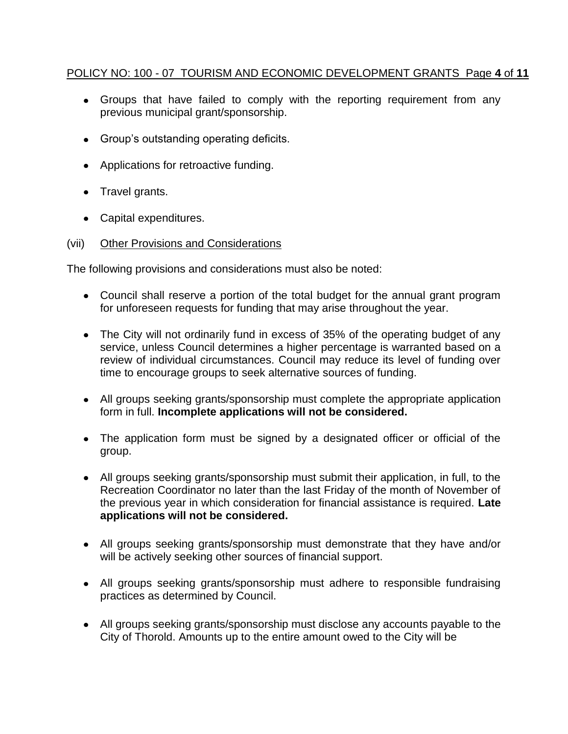- Groups that have failed to comply with the reporting requirement from any previous municipal grant/sponsorship.
- Group's outstanding operating deficits.
- Applications for retroactive funding.
- Travel grants.
- Capital expenditures.

(vii) Other Provisions and Considerations

The following provisions and considerations must also be noted:

- Council shall reserve a portion of the total budget for the annual grant program for unforeseen requests for funding that may arise throughout the year.
- The City will not ordinarily fund in excess of 35% of the operating budget of any service, unless Council determines a higher percentage is warranted based on a review of individual circumstances. Council may reduce its level of funding over time to encourage groups to seek alternative sources of funding.
- All groups seeking grants/sponsorship must complete the appropriate application form in full. **Incomplete applications will not be considered.**
- The application form must be signed by a designated officer or official of the group.
- All groups seeking grants/sponsorship must submit their application, in full, to the Recreation Coordinator no later than the last Friday of the month of November of the previous year in which consideration for financial assistance is required. **Late applications will not be considered.**
- All groups seeking grants/sponsorship must demonstrate that they have and/or will be actively seeking other sources of financial support.
- All groups seeking grants/sponsorship must adhere to responsible fundraising practices as determined by Council.
- All groups seeking grants/sponsorship must disclose any accounts payable to the City of Thorold. Amounts up to the entire amount owed to the City will be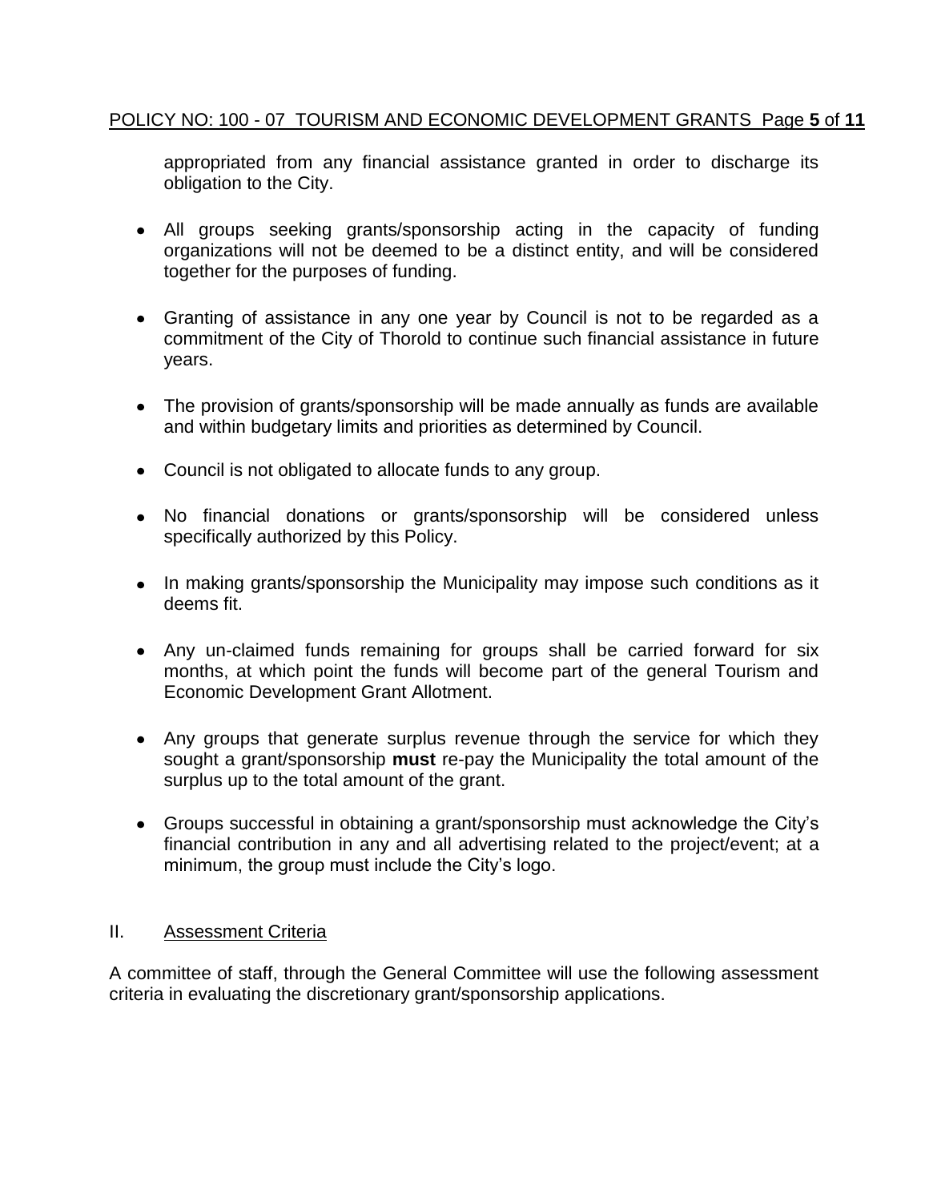appropriated from any financial assistance granted in order to discharge its obligation to the City.

- All groups seeking grants/sponsorship acting in the capacity of funding organizations will not be deemed to be a distinct entity, and will be considered together for the purposes of funding.

- Granting of assistance in any one year by Council is not to be regarded as a commitment of the City of Thorold to continue such financial assistance in future years.

- The provision of grants/sponsorship will be made annually as funds are available and within budgetary limits and priorities as determined by Council.

- Council is not obligated to allocate funds to any group.

- No financial donations or grants/sponsorship will be considered unless specifically authorized by this Policy.

- In making grants/sponsorship the Municipality may impose such conditions as it deems fit.

- Any un-claimed funds remaining for groups shall be carried forward for six months, at which point the funds will become part of the general Tourism and Economic Development Grant Allotment.

- Any groups that generate surplus revenue through the service for which they sought a grant/sponsorship **must** re-pay the Municipality the total amount of the surplus up to the total amount of the grant.

- Groups successful in obtaining a grant/sponsorship must acknowledge the City's financial contribution in any and all advertising related to the project/event; at a minimum, the group must include the City's logo.

## II. Assessment Criteria

A committee of staff, through the General Committee will use the following assessment criteria in evaluating the discretionary grant/sponsorship applications.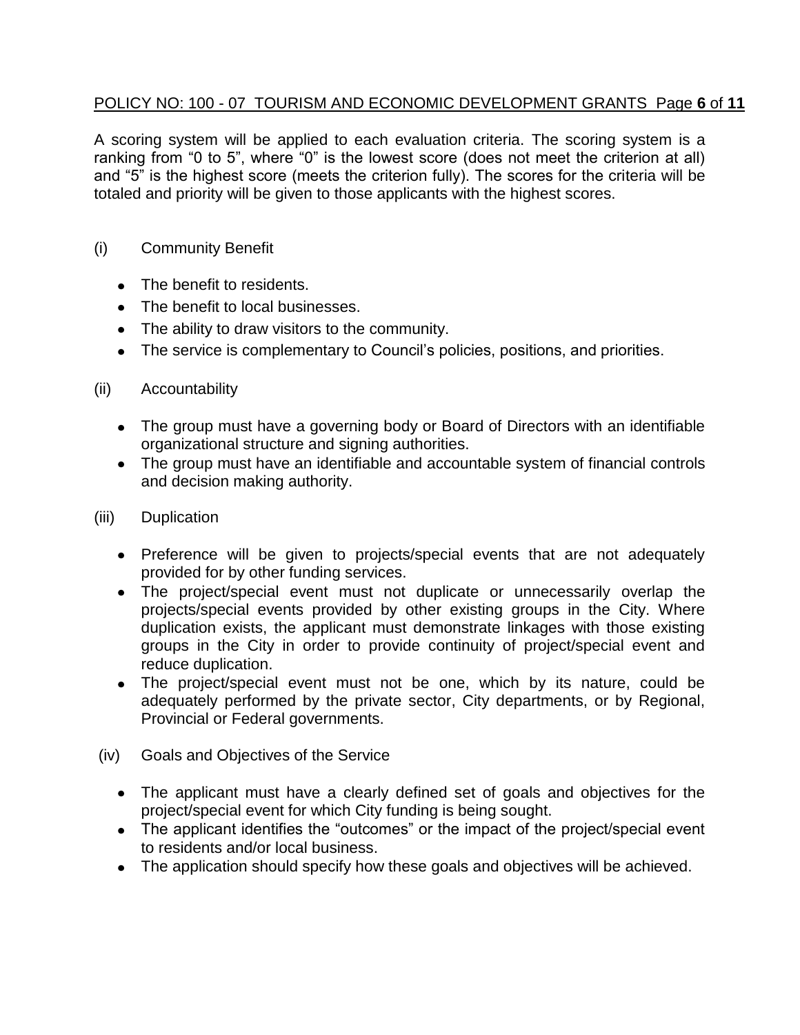A scoring system will be applied to each evaluation criteria. The scoring system is a ranking from “0 to 5”, where “0” is the lowest score (does not meet the criterion at all) and “5” is the highest score (meets the criterion fully). The scores for the criteria will be totaled and priority will be given to those applicants with the highest scores.

(i) Community Benefit

- The benefit to residents.
- The benefit to local businesses.
- The ability to draw visitors to the community.
- The service is complementary to Council’s policies, positions, and priorities.

(ii) Accountability

- The group must have a governing body or Board of Directors with an identifiable organizational structure and signing authorities.
- The group must have an identifiable and accountable system of financial controls and decision making authority.

(iii) Duplication

- Preference will be given to projects/special events that are not adequately provided for by other funding services.
- The project/special event must not duplicate or unnecessarily overlap the projects/special events provided by other existing groups in the City. Where duplication exists, the applicant must demonstrate linkages with those existing groups in the City in order to provide continuity of project/special event and reduce duplication.
- The project/special event must not be one, which by its nature, could be adequately performed by the private sector, City departments, or by Regional, Provincial or Federal governments.

(iv) Goals and Objectives of the Service

- The applicant must have a clearly defined set of goals and objectives for the project/special event for which City funding is being sought.
- The applicant identifies the “outcomes” or the impact of the project/special event to residents and/or local business.
- The application should specify how these goals and objectives will be achieved.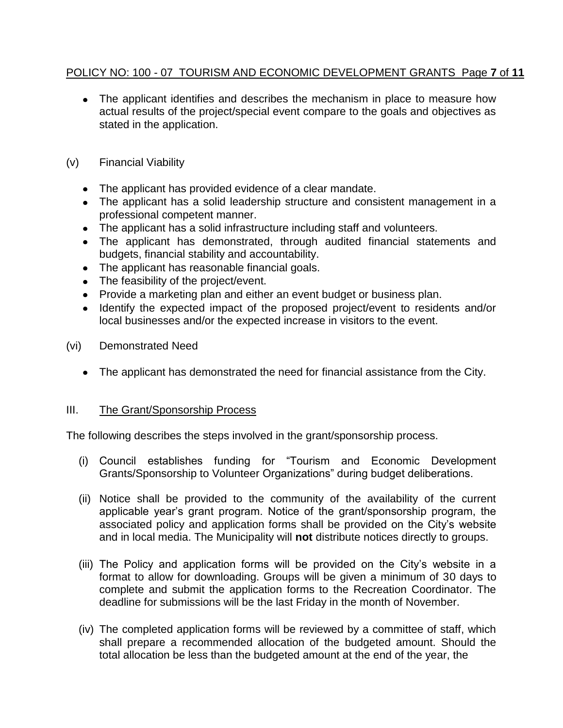- The applicant identifies and describes the mechanism in place to measure how actual results of the project/special event compare to the goals and objectives as stated in the application.

(v) Financial Viability

- The applicant has provided evidence of a clear mandate.
- The applicant has a solid leadership structure and consistent management in a professional competent manner.
- The applicant has a solid infrastructure including staff and volunteers.
- The applicant has demonstrated, through audited financial statements and budgets, financial stability and accountability.
- The applicant has reasonable financial goals.
- The feasibility of the project/event.
- Provide a marketing plan and either an event budget or business plan.
- Identify the expected impact of the proposed project/event to residents and/or local businesses and/or the expected increase in visitors to the event.

(vi) Demonstrated Need

- The applicant has demonstrated the need for financial assistance from the City.

## III. The Grant/Sponsorship Process

The following describes the steps involved in the grant/sponsorship process.

(i) Council establishes funding for “Tourism and Economic Development Grants/Sponsorship to Volunteer Organizations” during budget deliberations.

(ii) Notice shall be provided to the community of the availability of the current applicable year’s grant program. Notice of the grant/sponsorship program, the associated policy and application forms shall be provided on the City’s website and in local media. The Municipality will **not** distribute notices directly to groups.

(iii) The Policy and application forms will be provided on the City’s website in a format to allow for downloading. Groups will be given a minimum of 30 days to complete and submit the application forms to the Recreation Coordinator. The deadline for submissions will be the last Friday in the month of November.

(iv) The completed application forms will be reviewed by a committee of staff, which shall prepare a recommended allocation of the budgeted amount. Should the total allocation be less than the budgeted amount at the end of the year, the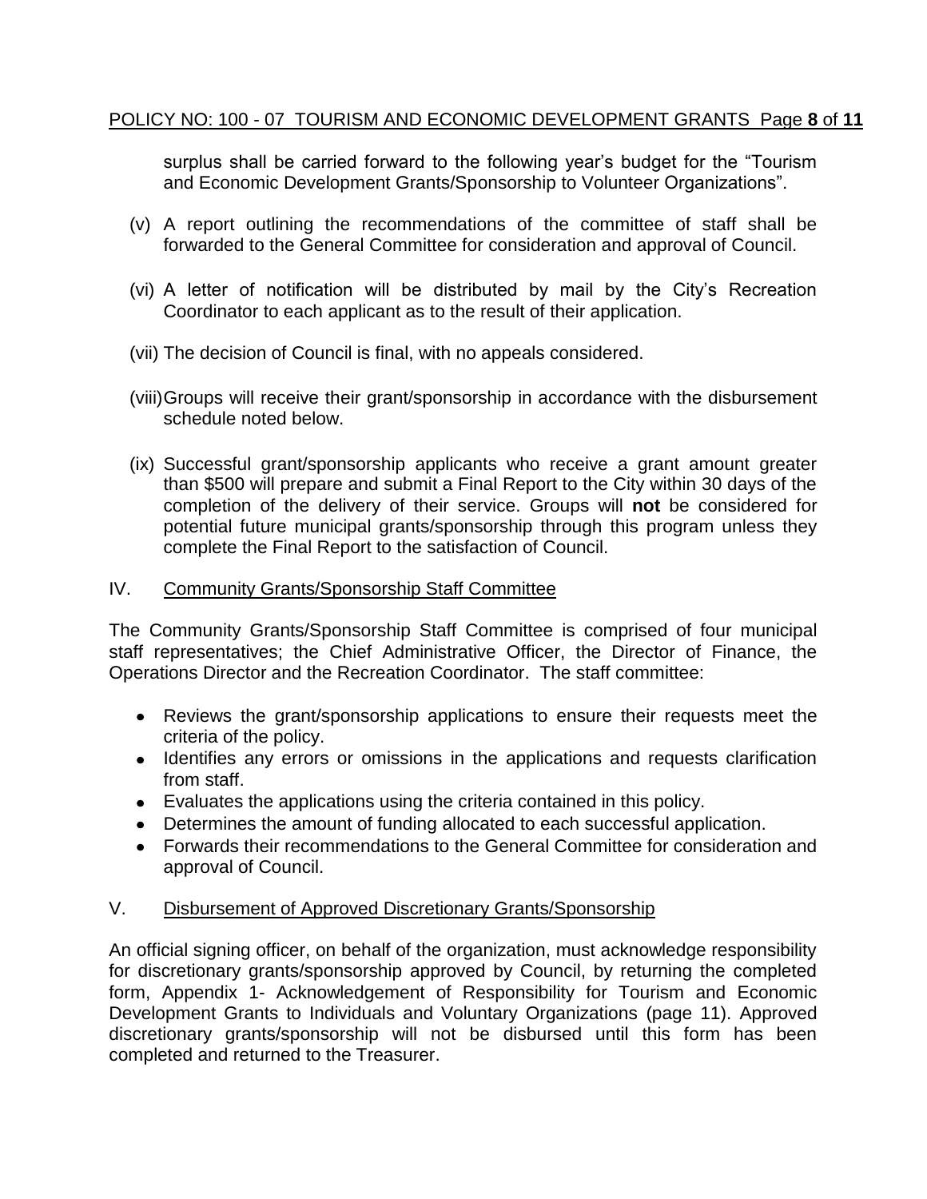surplus shall be carried forward to the following year's budget for the "Tourism and Economic Development Grants/Sponsorship to Volunteer Organizations".

(v) A report outlining the recommendations of the committee of staff shall be forwarded to the General Committee for consideration and approval of Council.

(vi) A letter of notification will be distributed by mail by the City's Recreation Coordinator to each applicant as to the result of their application.

(vii) The decision of Council is final, with no appeals considered.

(viii) Groups will receive their grant/sponsorship in accordance with the disbursement schedule noted below.

(ix) Successful grant/sponsorship applicants who receive a grant amount greater than $500 will prepare and submit a Final Report to the City within 30 days of the completion of the delivery of their service. Groups will **not** be considered for potential future municipal grants/sponsorship through this program unless they complete the Final Report to the satisfaction of Council.

## IV. Community Grants/Sponsorship Staff Committee

The Community Grants/Sponsorship Staff Committee is comprised of four municipal staff representatives; the Chief Administrative Officer, the Director of Finance, the Operations Director and the Recreation Coordinator. The staff committee:

- Reviews the grant/sponsorship applications to ensure their requests meet the criteria of the policy.
- Identifies any errors or omissions in the applications and requests clarification from staff.
- Evaluates the applications using the criteria contained in this policy.
- Determines the amount of funding allocated to each successful application.
- Forwards their recommendations to the General Committee for consideration and approval of Council.

## V. Disbursement of Approved Discretionary Grants/Sponsorship

An official signing officer, on behalf of the organization, must acknowledge responsibility for discretionary grants/sponsorship approved by Council, by returning the completed form, Appendix 1- Acknowledgement of Responsibility for Tourism and Economic Development Grants to Individuals and Voluntary Organizations (page 11). Approved discretionary grants/sponsorship will not be disbursed until this form has been completed and returned to the Treasurer.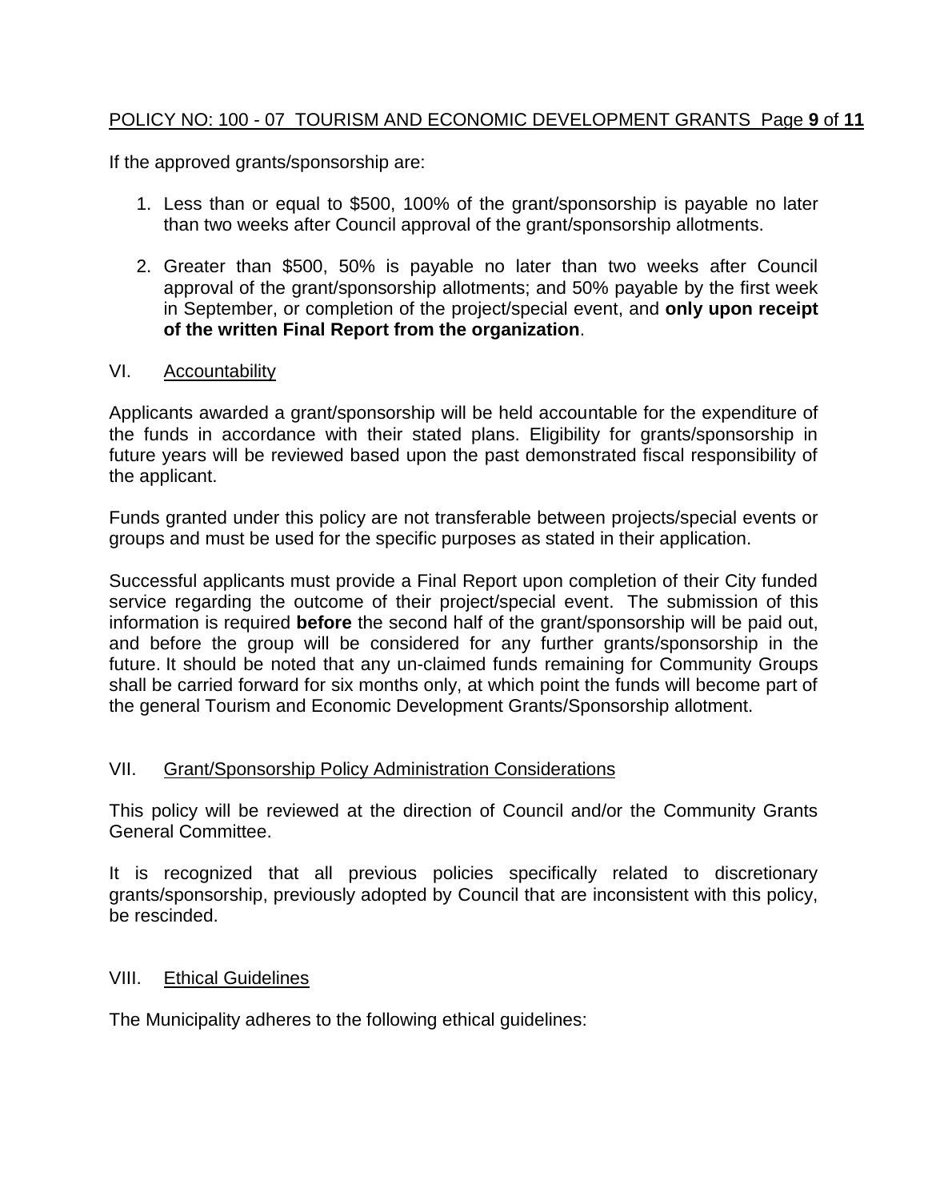If the approved grants/sponsorship are:

1. Less than or equal to $500, 100% of the grant/sponsorship is payable no later than two weeks after Council approval of the grant/sponsorship allotments.

2. Greater than $500, 50% is payable no later than two weeks after Council approval of the grant/sponsorship allotments; and 50% payable by the first week in September, or completion of the project/special event, and **only upon receipt of the written Final Report from the organization**.

## VI. Accountability

Applicants awarded a grant/sponsorship will be held accountable for the expenditure of the funds in accordance with their stated plans. Eligibility for grants/sponsorship in future years will be reviewed based upon the past demonstrated fiscal responsibility of the applicant.

Funds granted under this policy are not transferable between projects/special events or groups and must be used for the specific purposes as stated in their application.

Successful applicants must provide a Final Report upon completion of their City funded service regarding the outcome of their project/special event. The submission of this information is required **before** the second half of the grant/sponsorship will be paid out, and before the group will be considered for any further grants/sponsorship in the future. It should be noted that any un-claimed funds remaining for Community Groups shall be carried forward for six months only, at which point the funds will become part of the general Tourism and Economic Development Grants/Sponsorship allotment.

## VII. Grant/Sponsorship Policy Administration Considerations

This policy will be reviewed at the direction of Council and/or the Community Grants General Committee.

It is recognized that all previous policies specifically related to discretionary grants/sponsorship, previously adopted by Council that are inconsistent with this policy, be rescinded.

## VIII. Ethical Guidelines

The Municipality adheres to the following ethical guidelines: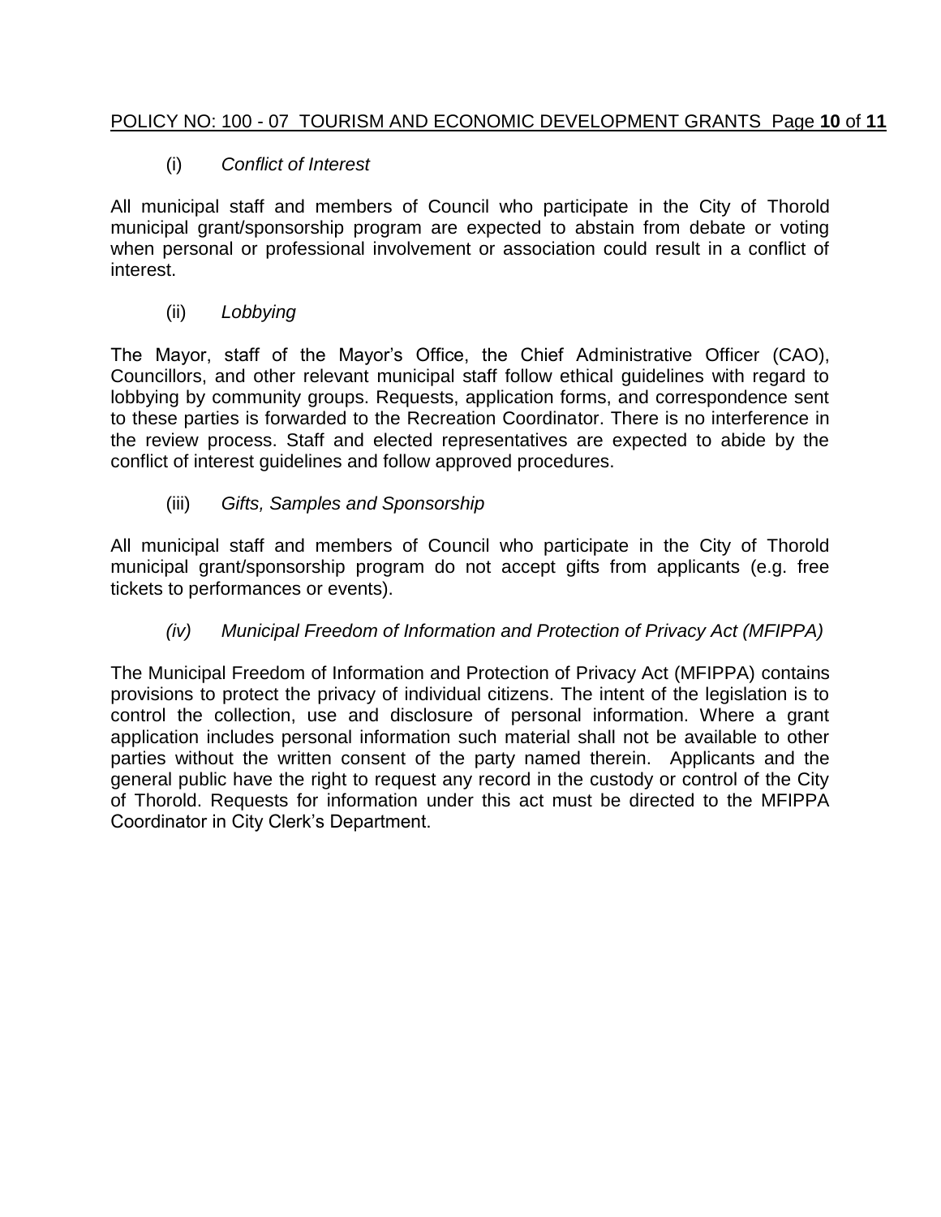(i) *Conflict of Interest*

All municipal staff and members of Council who participate in the City of Thorold municipal grant/sponsorship program are expected to abstain from debate or voting when personal or professional involvement or association could result in a conflict of interest.

(ii) *Lobbying*

The Mayor, staff of the Mayor's Office, the Chief Administrative Officer (CAO), Councillors, and other relevant municipal staff follow ethical guidelines with regard to lobbying by community groups. Requests, application forms, and correspondence sent to these parties is forwarded to the Recreation Coordinator. There is no interference in the review process. Staff and elected representatives are expected to abide by the conflict of interest guidelines and follow approved procedures.

(iii) *Gifts, Samples and Sponsorship*

All municipal staff and members of Council who participate in the City of Thorold municipal grant/sponsorship program do not accept gifts from applicants (e.g. free tickets to performances or events).

*(iv) Municipal Freedom of Information and Protection of Privacy Act (MFIPPA)*

The Municipal Freedom of Information and Protection of Privacy Act (MFIPPA) contains provisions to protect the privacy of individual citizens. The intent of the legislation is to control the collection, use and disclosure of personal information. Where a grant application includes personal information such material shall not be available to other parties without the written consent of the party named therein. Applicants and the general public have the right to request any record in the custody or control of the City of Thorold. Requests for information under this act must be directed to the MFIPPA Coordinator in City Clerk's Department.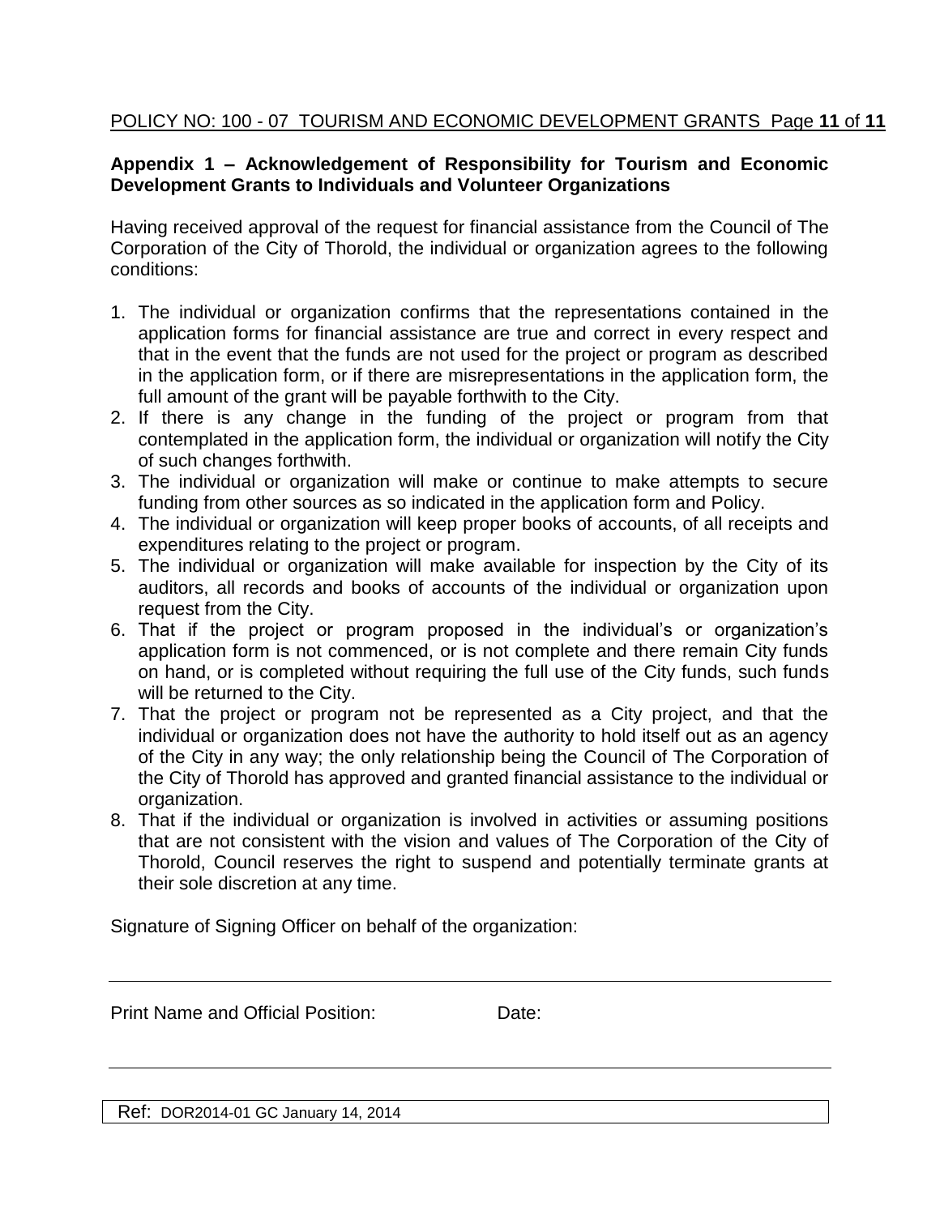## Appendix 1 – Acknowledgement of Responsibility for Tourism and Economic Development Grants to Individuals and Volunteer Organizations

Having received approval of the request for financial assistance from the Council of The Corporation of the City of Thorold, the individual or organization agrees to the following conditions:

1. The individual or organization confirms that the representations contained in the application forms for financial assistance are true and correct in every respect and that in the event that the funds are not used for the project or program as described in the application form, or if there are misrepresentations in the application form, the full amount of the grant will be payable forthwith to the City.
2. If there is any change in the funding of the project or program from that contemplated in the application form, the individual or organization will notify the City of such changes forthwith.
3. The individual or organization will make or continue to make attempts to secure funding from other sources as so indicated in the application form and Policy.
4. The individual or organization will keep proper books of accounts, of all receipts and expenditures relating to the project or program.
5. The individual or organization will make available for inspection by the City of its auditors, all records and books of accounts of the individual or organization upon request from the City.
6. That if the project or program proposed in the individual's or organization's application form is not commenced, or is not complete and there remain City funds on hand, or is completed without requiring the full use of the City funds, such funds will be returned to the City.
7. That the project or program not be represented as a City project, and that the individual or organization does not have the authority to hold itself out as an agency of the City in any way; the only relationship being the Council of The Corporation of the City of Thorold has approved and granted financial assistance to the individual or organization.
8. That if the individual or organization is involved in activities or assuming positions that are not consistent with the vision and values of The Corporation of the City of Thorold, Council reserves the right to suspend and potentially terminate grants at their sole discretion at any time.

Signature of Signing Officer on behalf of the organization:

______________________________________________________________

Print Name and Official Position: Date:

______________________________________________________________

Ref: DOR2014-01 GC January 14, 2014